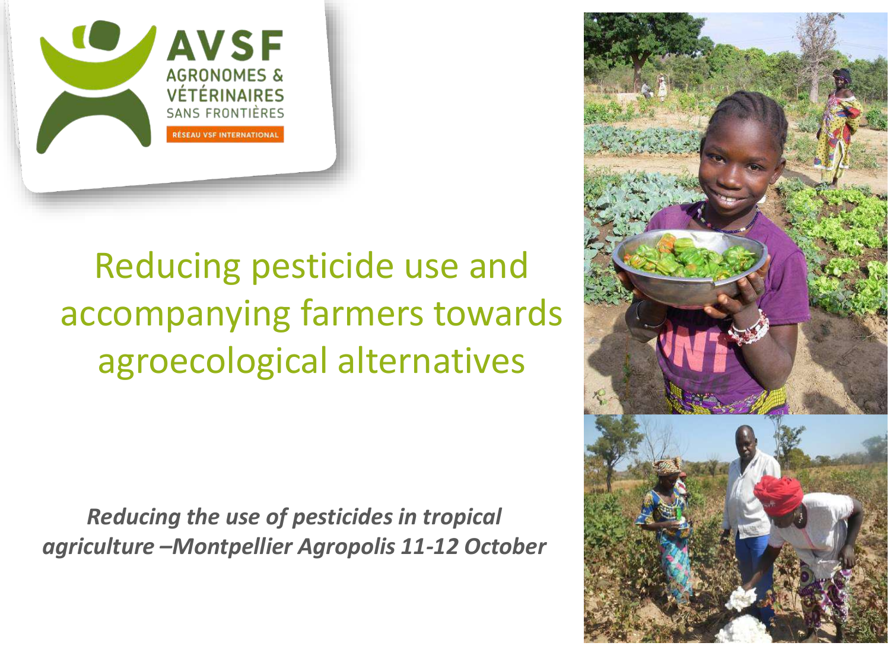AVSF
AGRONOMES & VÉTÉRINAIRES SANS FRONTIÈRES
RÉSEAU VSF INTERNATIONAL

# Reducing pesticide use and accompanying farmers towards agroecological alternatives

***Reducing the use of pesticides in tropical agriculture –Montpellier Agropolis 11-12 October***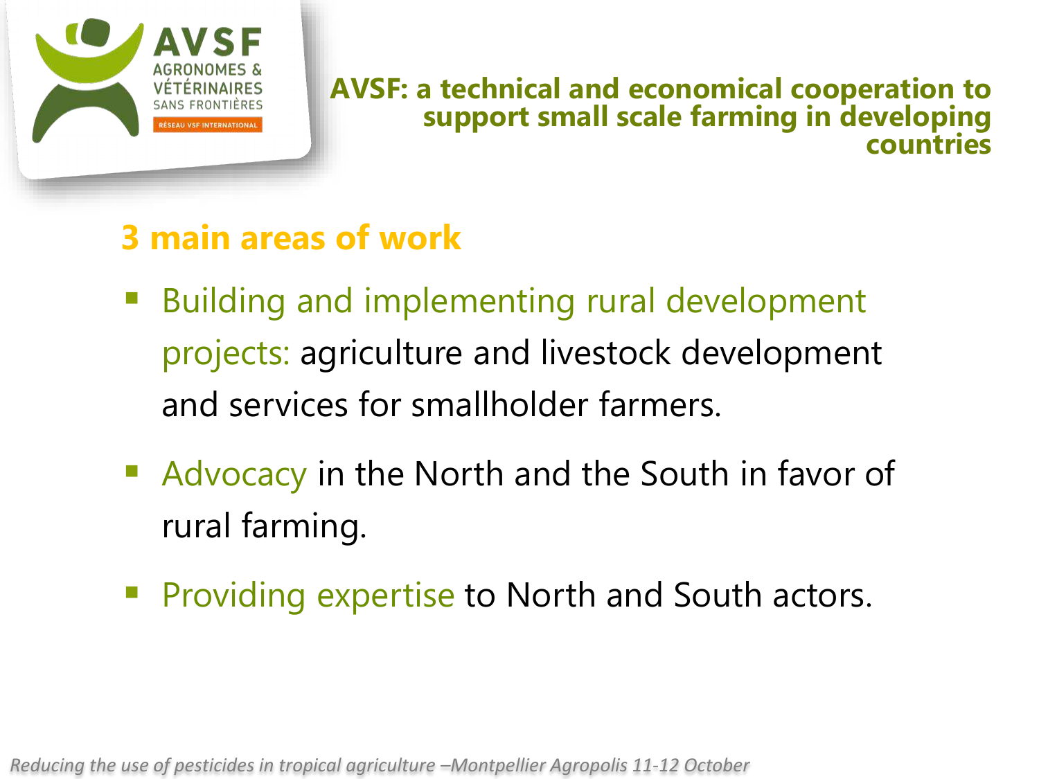AGRONOMES & VÉTÉRINAIRES SANS FRONTIÈRES
RÉSEAU VSF INTERNATIONAL

## AVSF: a technical and economical cooperation to support small scale farming in developing countries

### 3 main areas of work

- Building and implementing rural development projects: agriculture and livestock development and services for smallholder farmers.
- Advocacy in the North and the South in favor of rural farming.
- Providing expertise to North and South actors.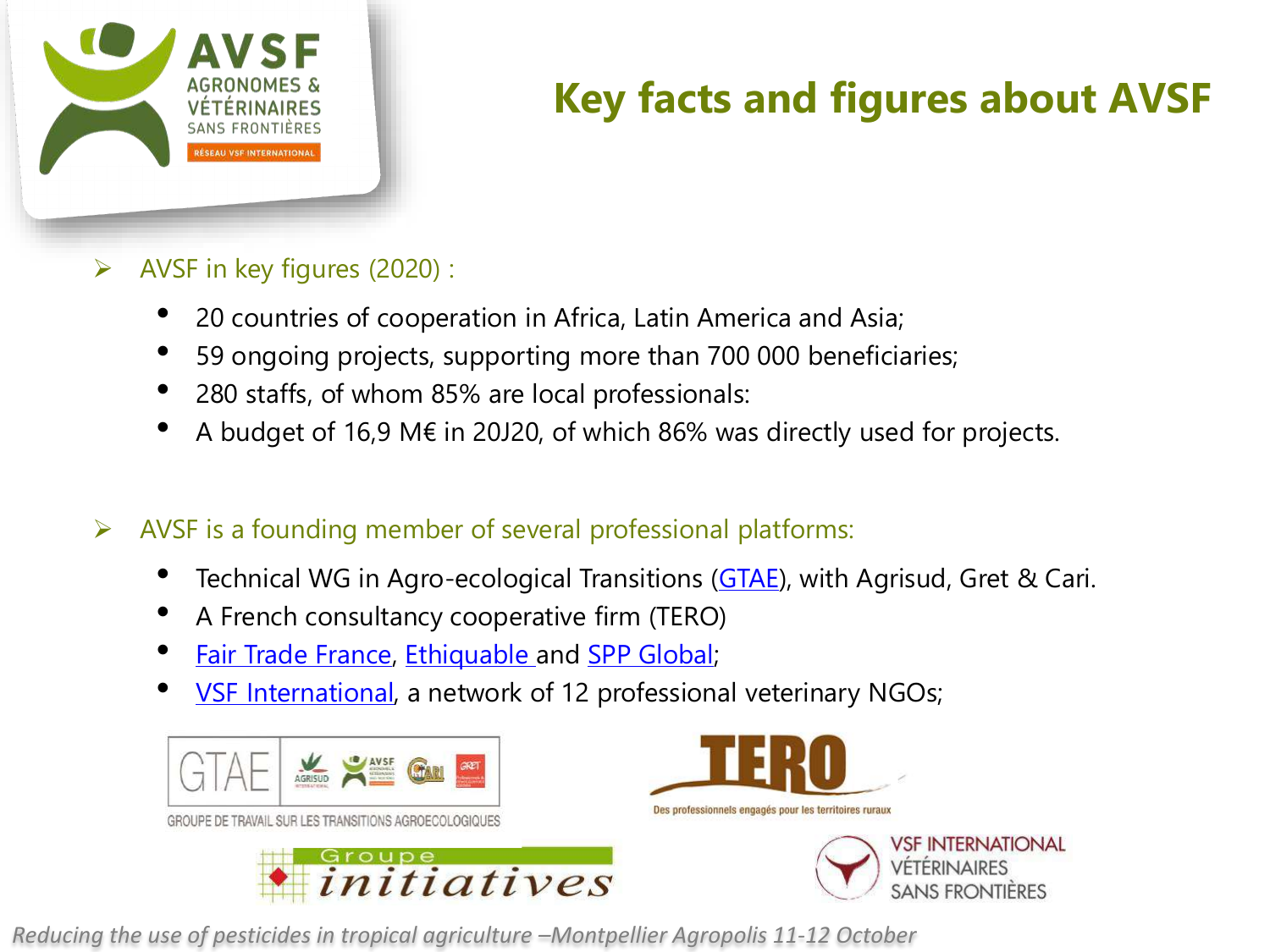# Key facts and figures about AVSF

- AVSF in key figures (2020) :
  - 20 countries of cooperation in Africa, Latin America and Asia;
  - 59 ongoing projects, supporting more than 700 000 beneficiaries;
  - 280 staffs, of whom 85% are local professionals:
  - A budget of 16,9 M€ in 20J20, of which 86% was directly used for projects.

- AVSF is a founding member of several professional platforms:
  - Technical WG in Agro-ecological Transitions (GTAE), with Agrisud, Gret & Cari.
  - A French consultancy cooperative firm (TERO)
  - Fair Trade France, Ethiquable and SPP Global;
  - VSF International, a network of 12 professional veterinary NGOs;

*Reducing the use of pesticides in tropical agriculture –Montpellier Agropolis 11-12 October*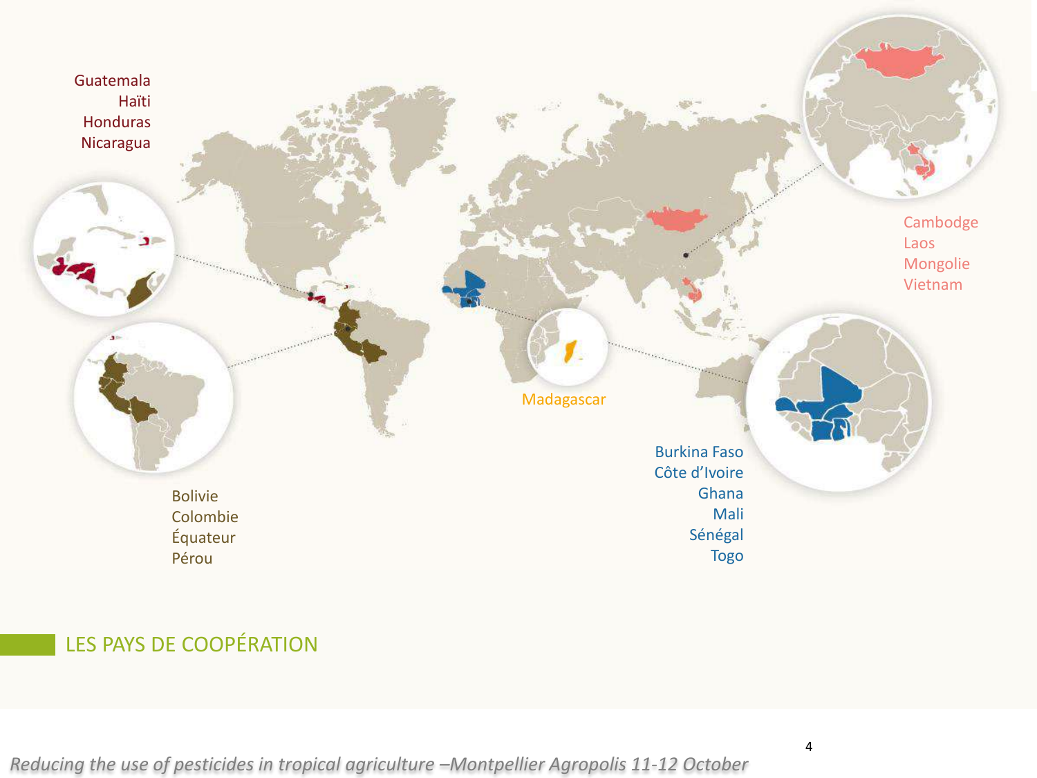## LES PAYS DE COOPÉRATION

Guatemala
Haïti
Honduras
Nicaragua

Bolivie
Colombie
Équateur
Pérou

Madagascar

Burkina Faso
Côte d'Ivoire
Ghana
Mali
Sénégal
Togo

Cambodge
Laos
Mongolie
Vietnam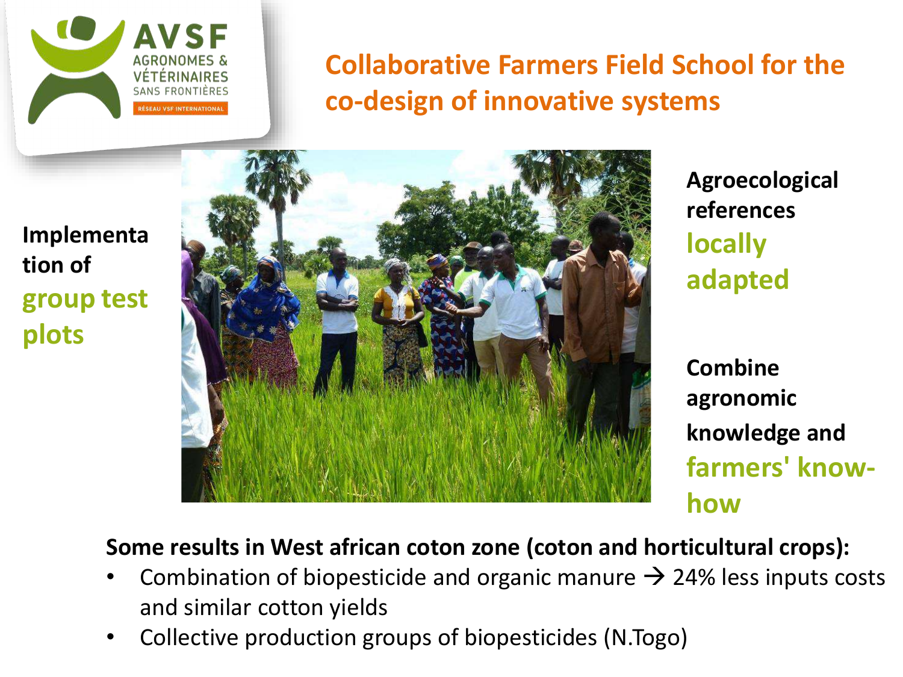AVSF
AGRONOMES & VÉTÉRINAIRES SANS FRONTIÈRES
RÉSEAU VSF INTERNATIONAL

# Collaborative Farmers Field School for the co-design of innovative systems

**Implementation of group test plots**

**Agroecological references locally adapted**

**Combine agronomic knowledge and farmers' know-how**

**Some results in West african coton zone (coton and horticultural crops):**

- Combination of biopesticide and organic manure → 24% less inputs costs and similar cotton yields
- Collective production groups of biopesticides (N.Togo)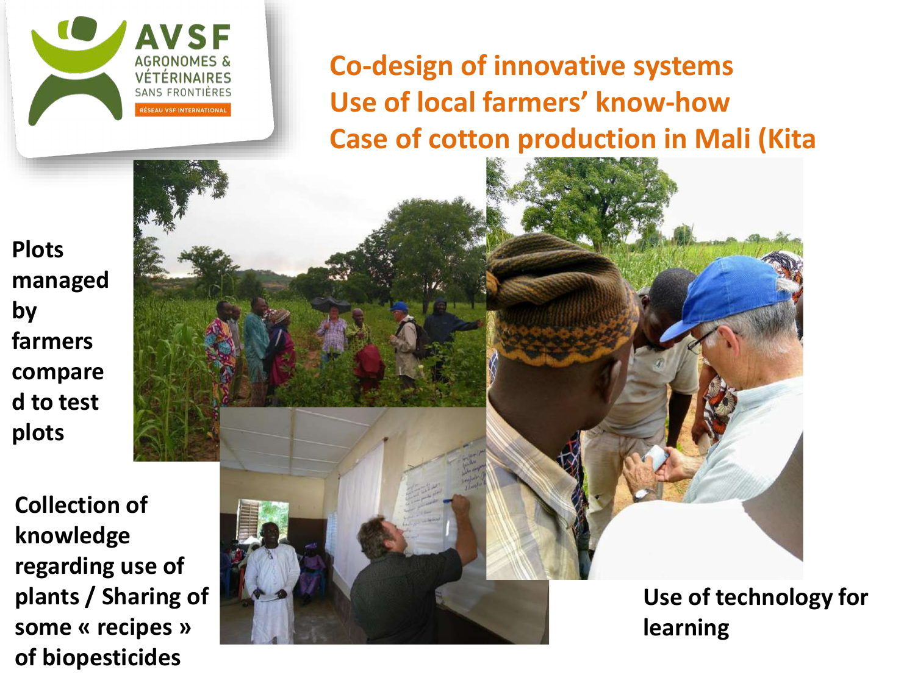## Co-design of innovative systems
## Use of local farmers' know-how
## Case of cotton production in Mali (Kita

**Plots managed by farmers compared to test plots**

**Collection of knowledge regarding use of plants / Sharing of some « recipes » of biopesticides**

**Use of technology for learning**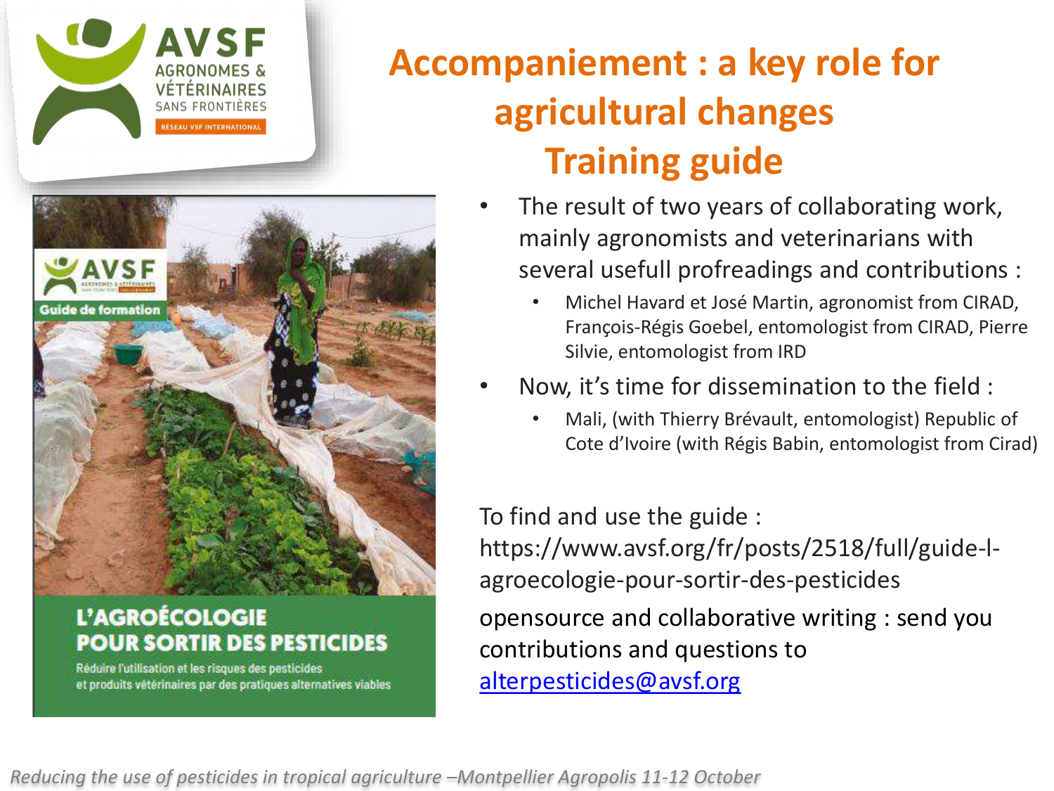# Accompaniement : a key role for agricultural changes Training guide

- The result of two years of collaborating work, mainly agronomists and veterinarians with several usefull profreadings and contributions :
  - Michel Havard et José Martin, agronomist from CIRAD, François-Régis Goebel, entomologist from CIRAD, Pierre Silvie, entomologist from IRD
- Now, it's time for dissemination to the field :
  - Mali, (with Thierry Brévault, entomologist) Republic of Cote d'Ivoire (with Régis Babin, entomologist from Cirad)

To find and use the guide : https://www.avsf.org/fr/posts/2518/full/guide-l-agroecologie-pour-sortir-des-pesticides

opensource and collaborative writing : send you contributions and questions to alterpesticides@avsf.org

AVSF
Guide de formation

**L'AGROÉCOLOGIE POUR SORTIR DES PESTICIDES**

Réduire l'utilisation et les risques des pesticides et produits vétérinaires par des pratiques alternatives viables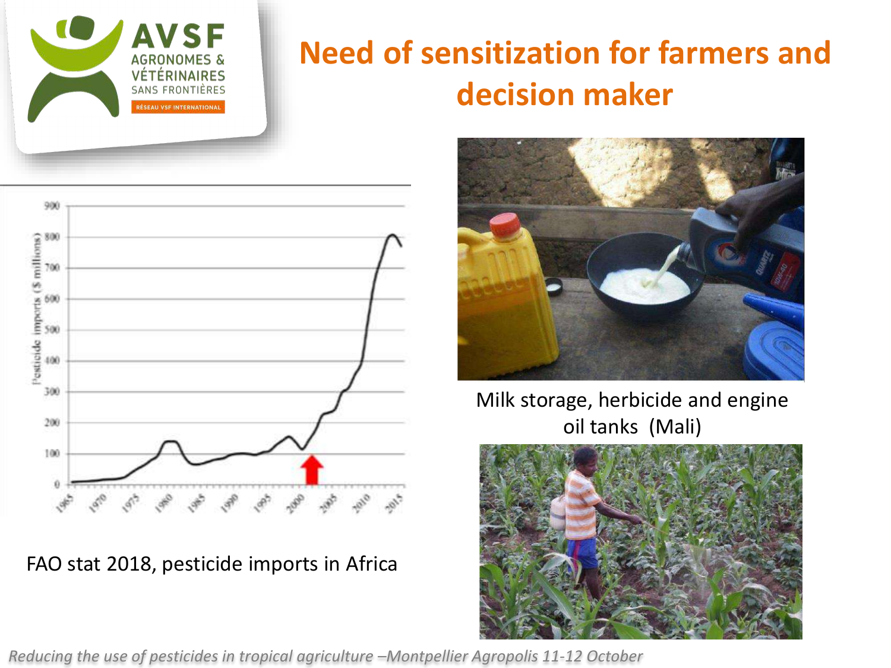# Need of sensitization for farmers and decision maker

FAO stat 2018, pesticide imports in Africa

Milk storage, herbicide and engine oil tanks (Mali)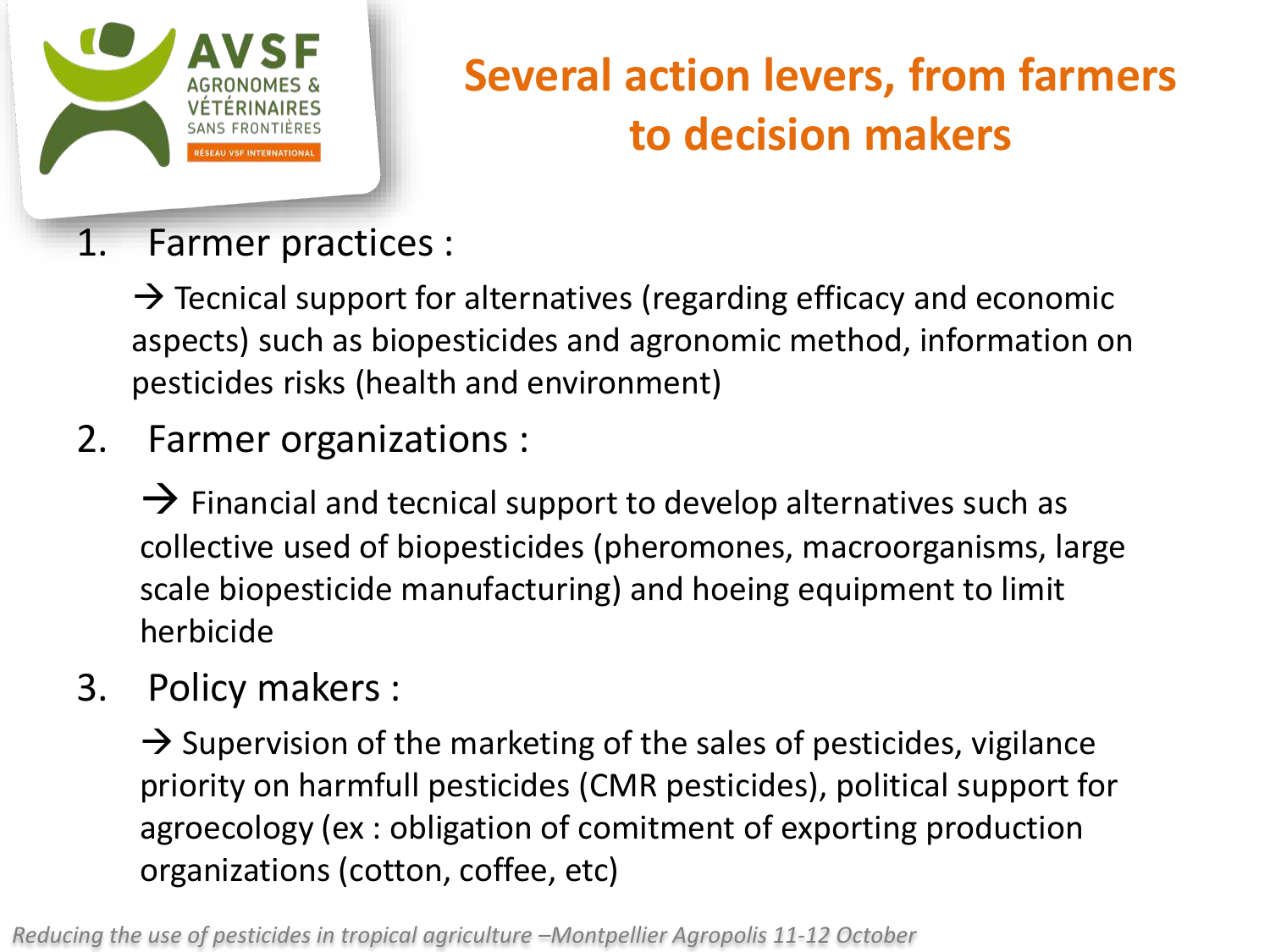# Several action levers, from farmers to decision makers

1. Farmer practices :

   → Tecnical support for alternatives (regarding efficacy and economic aspects) such as biopesticides and agronomic method, information on pesticides risks (health and environment)

2. Farmer organizations :

   → Financial and tecnical support to develop alternatives such as collective used of biopesticides (pheromones, macroorganisms, large scale biopesticide manufacturing) and hoeing equipment to limit herbicide

3. Policy makers :

   → Supervision of the marketing of the sales of pesticides, vigilance priority on harmfull pesticides (CMR pesticides), political support for agroecology (ex : obligation of comitment of exporting production organizations (cotton, coffee, etc)